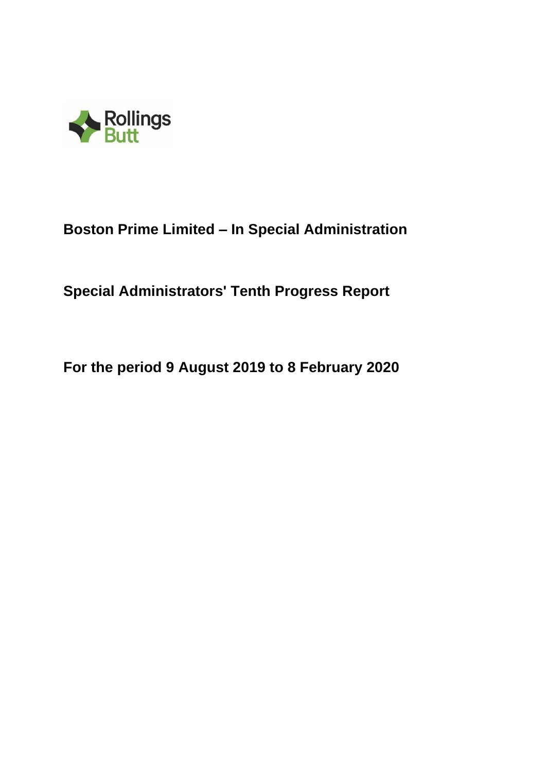Rollings Butt

# Boston Prime Limited – In Special Administration

## Special Administrators' Tenth Progress Report

## For the period 9 August 2019 to 8 February 2020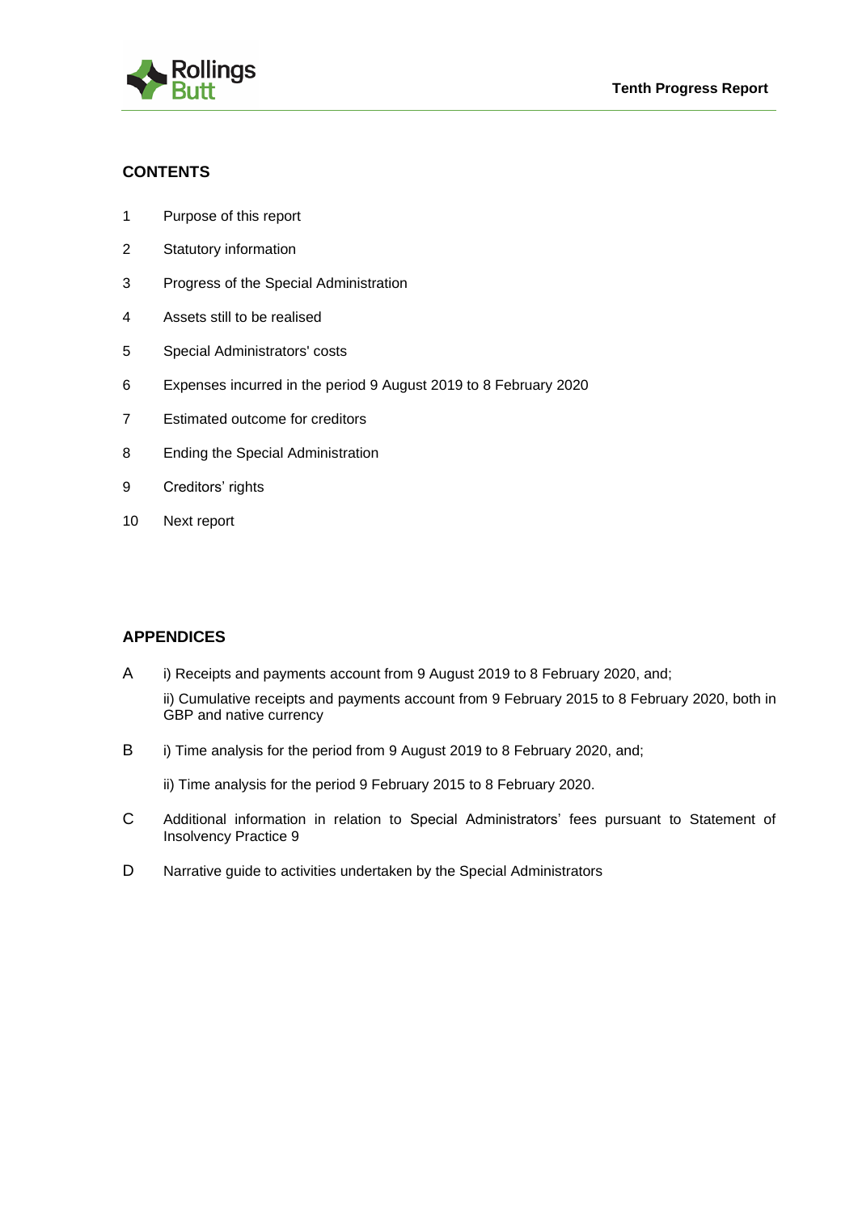## CONTENTS

1 Purpose of this report

2 Statutory information

3 Progress of the Special Administration

4 Assets still to be realised

5 Special Administrators' costs

6 Expenses incurred in the period 9 August 2019 to 8 February 2020

7 Estimated outcome for creditors

8 Ending the Special Administration

9 Creditors' rights

10 Next report

## APPENDICES

A i) Receipts and payments account from 9 August 2019 to 8 February 2020, and;

ii) Cumulative receipts and payments account from 9 February 2015 to 8 February 2020, both in GBP and native currency

B i) Time analysis for the period from 9 August 2019 to 8 February 2020, and;

ii) Time analysis for the period 9 February 2015 to 8 February 2020.

C Additional information in relation to Special Administrators' fees pursuant to Statement of Insolvency Practice 9

D Narrative guide to activities undertaken by the Special Administrators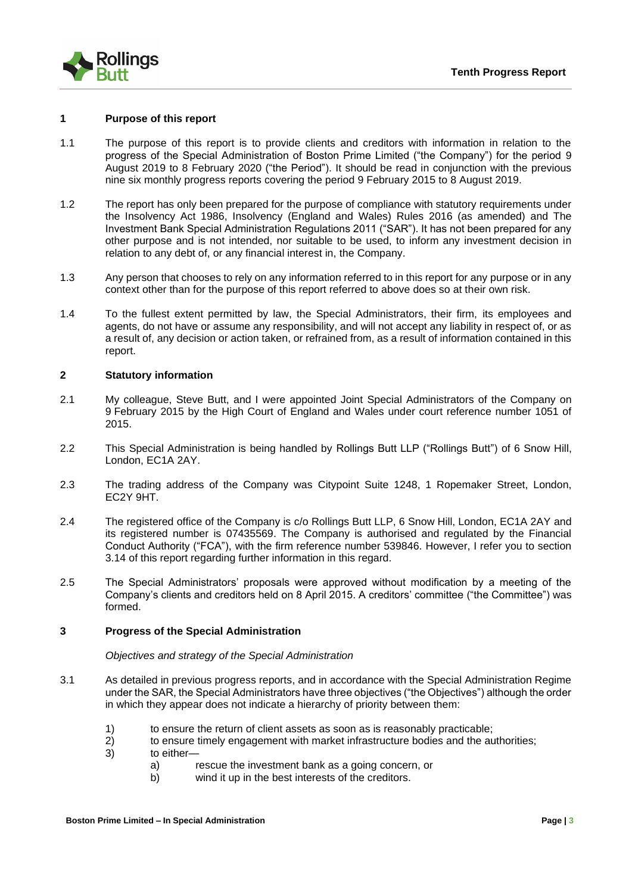## 1 Purpose of this report

1.1 The purpose of this report is to provide clients and creditors with information in relation to the progress of the Special Administration of Boston Prime Limited ("the Company") for the period 9 August 2019 to 8 February 2020 ("the Period"). It should be read in conjunction with the previous nine six monthly progress reports covering the period 9 February 2015 to 8 August 2019.

1.2 The report has only been prepared for the purpose of compliance with statutory requirements under the Insolvency Act 1986, Insolvency (England and Wales) Rules 2016 (as amended) and The Investment Bank Special Administration Regulations 2011 ("SAR"). It has not been prepared for any other purpose and is not intended, nor suitable to be used, to inform any investment decision in relation to any debt of, or any financial interest in, the Company.

1.3 Any person that chooses to rely on any information referred to in this report for any purpose or in any context other than for the purpose of this report referred to above does so at their own risk.

1.4 To the fullest extent permitted by law, the Special Administrators, their firm, its employees and agents, do not have or assume any responsibility, and will not accept any liability in respect of, or as a result of, any decision or action taken, or refrained from, as a result of information contained in this report.

## 2 Statutory information

2.1 My colleague, Steve Butt, and I were appointed Joint Special Administrators of the Company on 9 February 2015 by the High Court of England and Wales under court reference number 1051 of 2015.

2.2 This Special Administration is being handled by Rollings Butt LLP ("Rollings Butt") of 6 Snow Hill, London, EC1A 2AY.

2.3 The trading address of the Company was Citypoint Suite 1248, 1 Ropemaker Street, London, EC2Y 9HT.

2.4 The registered office of the Company is c/o Rollings Butt LLP, 6 Snow Hill, London, EC1A 2AY and its registered number is 07435569. The Company is authorised and regulated by the Financial Conduct Authority ("FCA"), with the firm reference number 539846. However, I refer you to section 3.14 of this report regarding further information in this regard.

2.5 The Special Administrators' proposals were approved without modification by a meeting of the Company's clients and creditors held on 8 April 2015. A creditors' committee ("the Committee") was formed.

## 3 Progress of the Special Administration

*Objectives and strategy of the Special Administration*

3.1 As detailed in previous progress reports, and in accordance with the Special Administration Regime under the SAR, the Special Administrators have three objectives ("the Objectives") although the order in which they appear does not indicate a hierarchy of priority between them:

1) to ensure the return of client assets as soon as is reasonably practicable;
2) to ensure timely engagement with market infrastructure bodies and the authorities;
3) to either—
    a) rescue the investment bank as a going concern, or
    b) wind it up in the best interests of the creditors.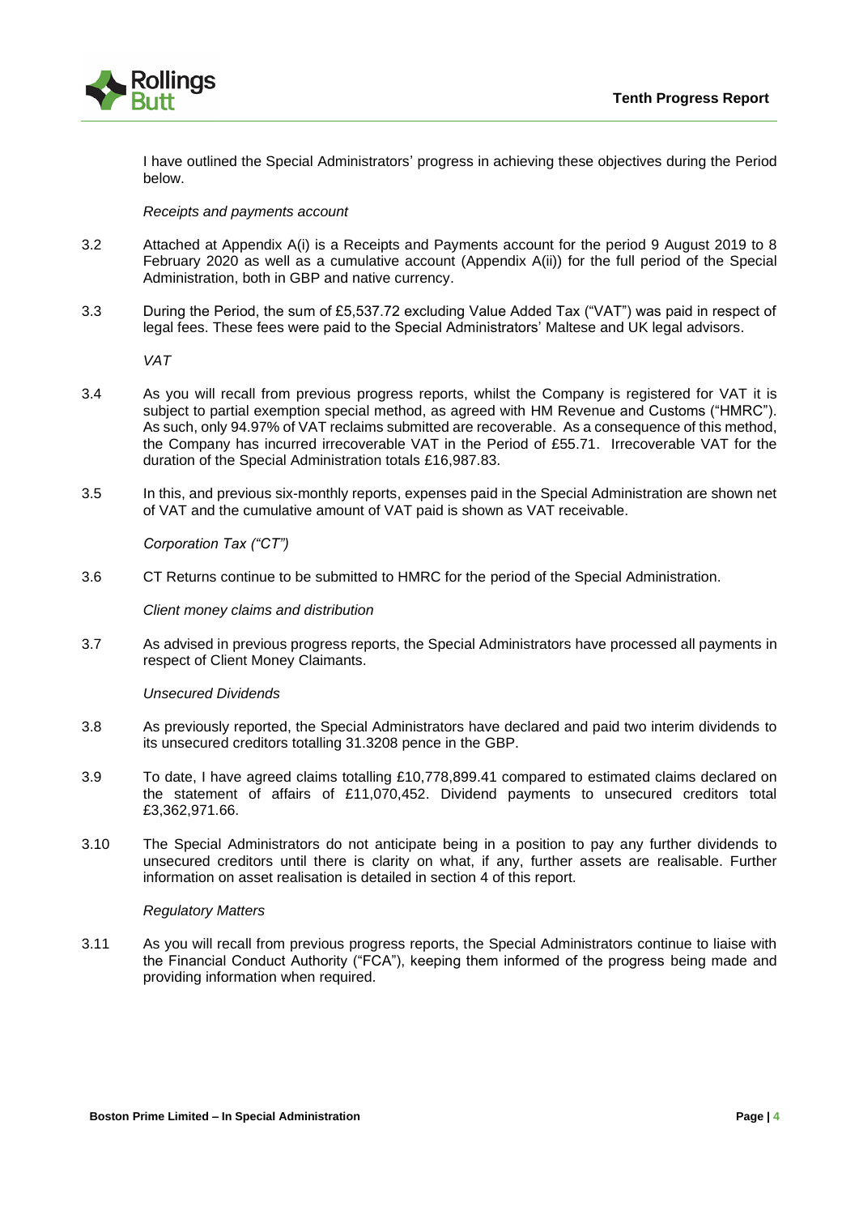I have outlined the Special Administrators' progress in achieving these objectives during the Period below.

*Receipts and payments account*

3.2 Attached at Appendix A(i) is a Receipts and Payments account for the period 9 August 2019 to 8 February 2020 as well as a cumulative account (Appendix A(ii)) for the full period of the Special Administration, both in GBP and native currency.

3.3 During the Period, the sum of £5,537.72 excluding Value Added Tax ("VAT") was paid in respect of legal fees. These fees were paid to the Special Administrators' Maltese and UK legal advisors.

*VAT*

3.4 As you will recall from previous progress reports, whilst the Company is registered for VAT it is subject to partial exemption special method, as agreed with HM Revenue and Customs ("HMRC"). As such, only 94.97% of VAT reclaims submitted are recoverable. As a consequence of this method, the Company has incurred irrecoverable VAT in the Period of £55.71. Irrecoverable VAT for the duration of the Special Administration totals £16,987.83.

3.5 In this, and previous six-monthly reports, expenses paid in the Special Administration are shown net of VAT and the cumulative amount of VAT paid is shown as VAT receivable.

*Corporation Tax ("CT")*

3.6 CT Returns continue to be submitted to HMRC for the period of the Special Administration.

*Client money claims and distribution*

3.7 As advised in previous progress reports, the Special Administrators have processed all payments in respect of Client Money Claimants.

*Unsecured Dividends*

3.8 As previously reported, the Special Administrators have declared and paid two interim dividends to its unsecured creditors totalling 31.3208 pence in the GBP.

3.9 To date, I have agreed claims totalling £10,778,899.41 compared to estimated claims declared on the statement of affairs of £11,070,452. Dividend payments to unsecured creditors total £3,362,971.66.

3.10 The Special Administrators do not anticipate being in a position to pay any further dividends to unsecured creditors until there is clarity on what, if any, further assets are realisable. Further information on asset realisation is detailed in section 4 of this report.

*Regulatory Matters*

3.11 As you will recall from previous progress reports, the Special Administrators continue to liaise with the Financial Conduct Authority ("FCA"), keeping them informed of the progress being made and providing information when required.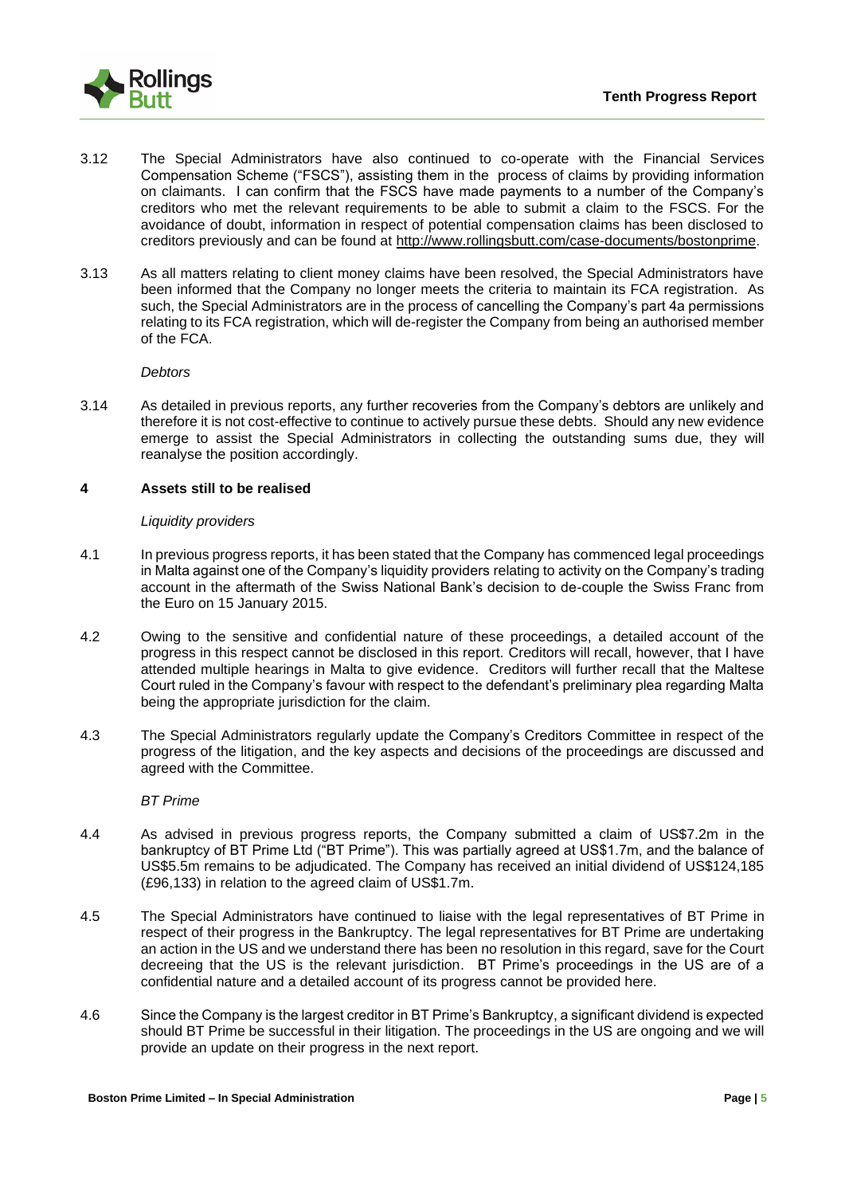3.12 The Special Administrators have also continued to co-operate with the Financial Services Compensation Scheme ("FSCS"), assisting them in the process of claims by providing information on claimants. I can confirm that the FSCS have made payments to a number of the Company's creditors who met the relevant requirements to be able to submit a claim to the FSCS. For the avoidance of doubt, information in respect of potential compensation claims has been disclosed to creditors previously and can be found at http://www.rollingsbutt.com/case-documents/bostonprime.

3.13 As all matters relating to client money claims have been resolved, the Special Administrators have been informed that the Company no longer meets the criteria to maintain its FCA registration. As such, the Special Administrators are in the process of cancelling the Company's part 4a permissions relating to its FCA registration, which will de-register the Company from being an authorised member of the FCA.

*Debtors*

3.14 As detailed in previous reports, any further recoveries from the Company's debtors are unlikely and therefore it is not cost-effective to continue to actively pursue these debts. Should any new evidence emerge to assist the Special Administrators in collecting the outstanding sums due, they will reanalyse the position accordingly.

## 4 Assets still to be realised

*Liquidity providers*

4.1 In previous progress reports, it has been stated that the Company has commenced legal proceedings in Malta against one of the Company's liquidity providers relating to activity on the Company's trading account in the aftermath of the Swiss National Bank's decision to de-couple the Swiss Franc from the Euro on 15 January 2015.

4.2 Owing to the sensitive and confidential nature of these proceedings, a detailed account of the progress in this respect cannot be disclosed in this report. Creditors will recall, however, that I have attended multiple hearings in Malta to give evidence. Creditors will further recall that the Maltese Court ruled in the Company's favour with respect to the defendant's preliminary plea regarding Malta being the appropriate jurisdiction for the claim.

4.3 The Special Administrators regularly update the Company's Creditors Committee in respect of the progress of the litigation, and the key aspects and decisions of the proceedings are discussed and agreed with the Committee.

*BT Prime*

4.4 As advised in previous progress reports, the Company submitted a claim of US$7.2m in the bankruptcy of BT Prime Ltd ("BT Prime"). This was partially agreed at US$1.7m, and the balance of US$5.5m remains to be adjudicated. The Company has received an initial dividend of US$124,185 (£96,133) in relation to the agreed claim of US$1.7m.

4.5 The Special Administrators have continued to liaise with the legal representatives of BT Prime in respect of their progress in the Bankruptcy. The legal representatives for BT Prime are undertaking an action in the US and we understand there has been no resolution in this regard, save for the Court decreeing that the US is the relevant jurisdiction. BT Prime's proceedings in the US are of a confidential nature and a detailed account of its progress cannot be provided here.

4.6 Since the Company is the largest creditor in BT Prime's Bankruptcy, a significant dividend is expected should BT Prime be successful in their litigation. The proceedings in the US are ongoing and we will provide an update on their progress in the next report.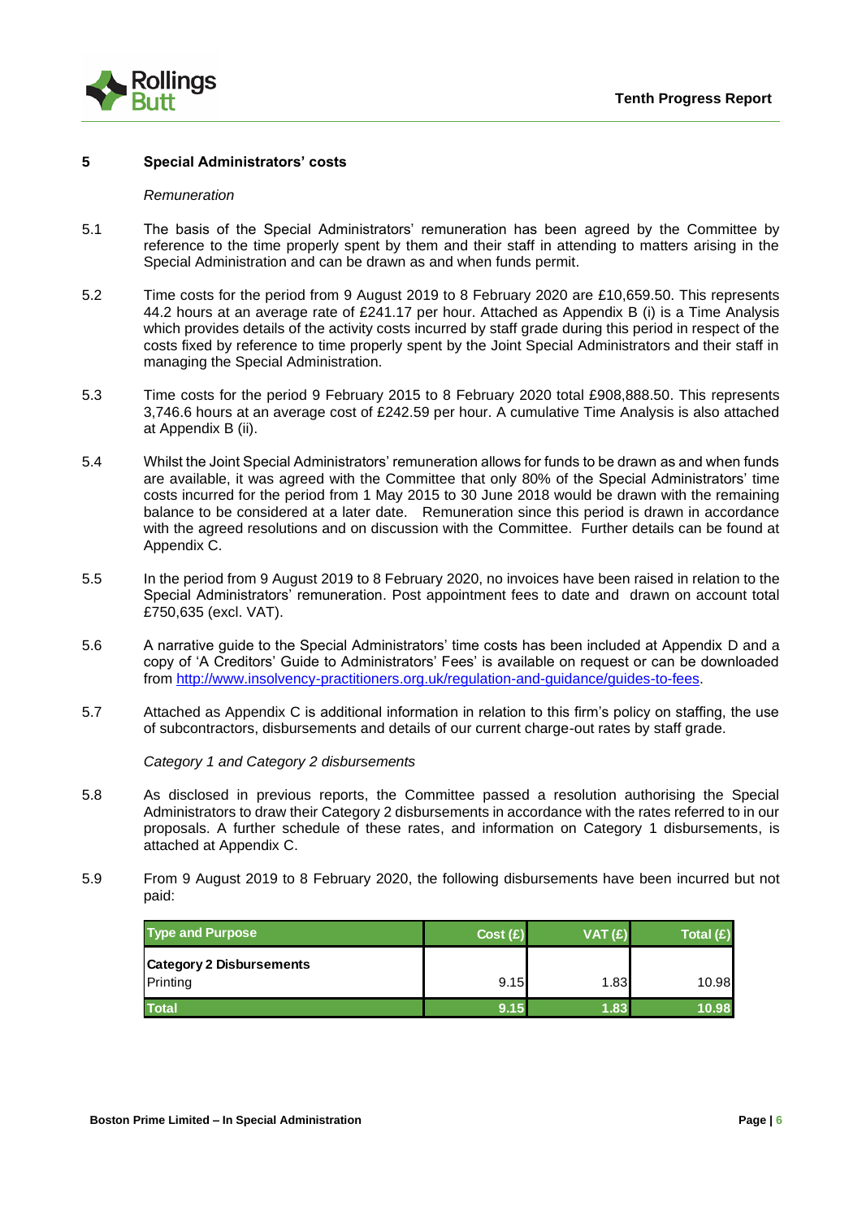## 5 Special Administrators' costs

*Remuneration*

5.1 The basis of the Special Administrators' remuneration has been agreed by the Committee by reference to the time properly spent by them and their staff in attending to matters arising in the Special Administration and can be drawn as and when funds permit.

5.2 Time costs for the period from 9 August 2019 to 8 February 2020 are £10,659.50. This represents 44.2 hours at an average rate of £241.17 per hour. Attached as Appendix B (i) is a Time Analysis which provides details of the activity costs incurred by staff grade during this period in respect of the costs fixed by reference to time properly spent by the Joint Special Administrators and their staff in managing the Special Administration.

5.3 Time costs for the period 9 February 2015 to 8 February 2020 total £908,888.50. This represents 3,746.6 hours at an average cost of £242.59 per hour. A cumulative Time Analysis is also attached at Appendix B (ii).

5.4 Whilst the Joint Special Administrators' remuneration allows for funds to be drawn as and when funds are available, it was agreed with the Committee that only 80% of the Special Administrators' time costs incurred for the period from 1 May 2015 to 30 June 2018 would be drawn with the remaining balance to be considered at a later date. Remuneration since this period is drawn in accordance with the agreed resolutions and on discussion with the Committee. Further details can be found at Appendix C.

5.5 In the period from 9 August 2019 to 8 February 2020, no invoices have been raised in relation to the Special Administrators' remuneration. Post appointment fees to date and drawn on account total £750,635 (excl. VAT).

5.6 A narrative guide to the Special Administrators' time costs has been included at Appendix D and a copy of 'A Creditors' Guide to Administrators' Fees' is available on request or can be downloaded from http://www.insolvency-practitioners.org.uk/regulation-and-guidance/guides-to-fees.

5.7 Attached as Appendix C is additional information in relation to this firm's policy on staffing, the use of subcontractors, disbursements and details of our current charge-out rates by staff grade.

*Category 1 and Category 2 disbursements*

5.8 As disclosed in previous reports, the Committee passed a resolution authorising the Special Administrators to draw their Category 2 disbursements in accordance with the rates referred to in our proposals. A further schedule of these rates, and information on Category 1 disbursements, is attached at Appendix C.

5.9 From 9 August 2019 to 8 February 2020, the following disbursements have been incurred but not paid:

| Type and Purpose | Cost (£) | VAT (£) | Total (£) |
|---|---:|---:|---:|
| **Category 2 Disbursements** | | | |
| Printing | 9.15 | 1.83 | 10.98 |
| **Total** | **9.15** | **1.83** | **10.98** |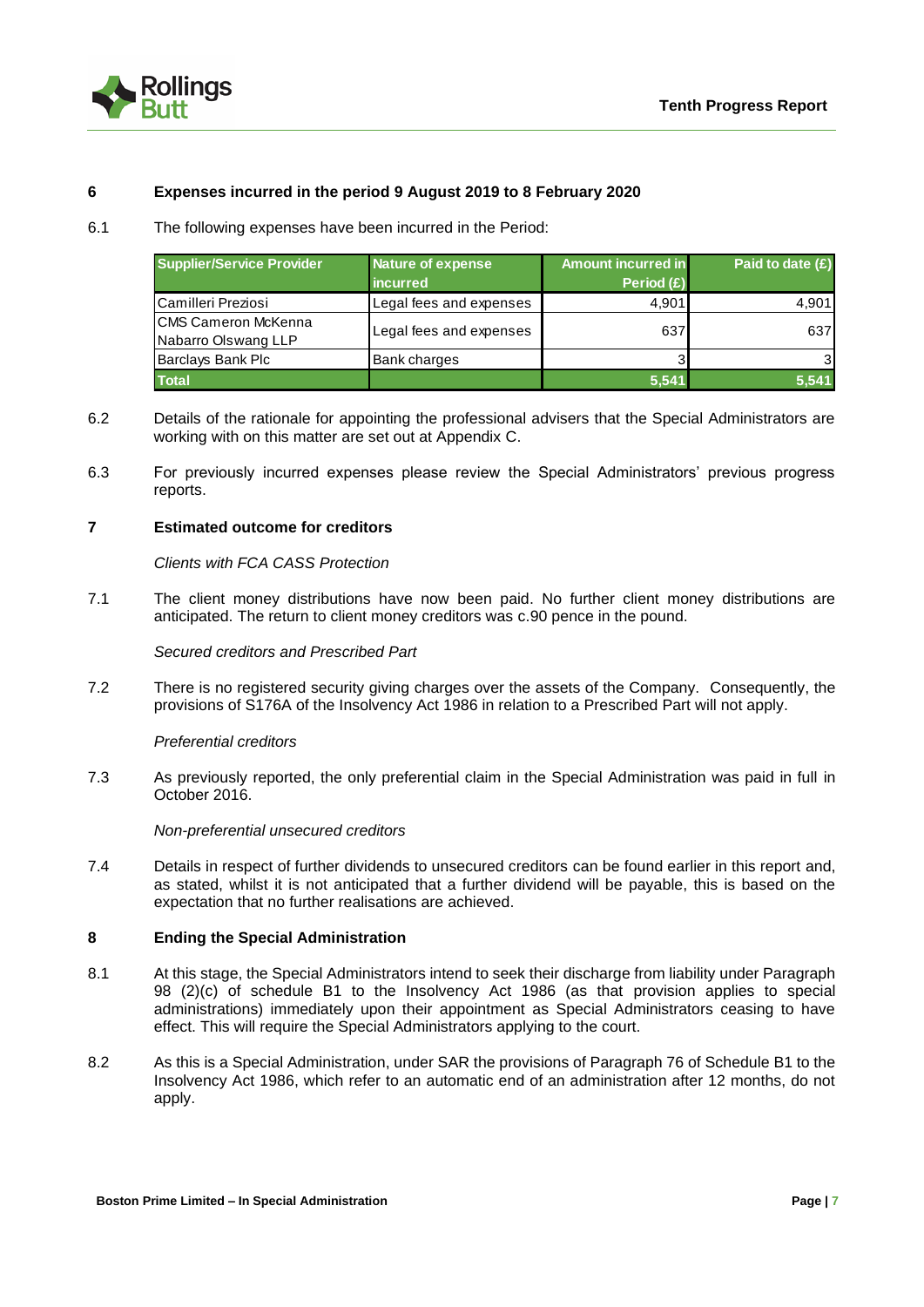## 6 Expenses incurred in the period 9 August 2019 to 8 February 2020

6.1 The following expenses have been incurred in the Period:

| Supplier/Service Provider | Nature of expense incurred | Amount incurred in Period (£) | Paid to date (£) |
|---|---|---|---|
| Camilleri Preziosi | Legal fees and expenses | 4,901 | 4,901 |
| CMS Cameron McKenna Nabarro Olswang LLP | Legal fees and expenses | 637 | 637 |
| Barclays Bank Plc | Bank charges | 3 | 3 |
| **Total** | | **5,541** | **5,541** |

6.2 Details of the rationale for appointing the professional advisers that the Special Administrators are working with on this matter are set out at Appendix C.

6.3 For previously incurred expenses please review the Special Administrators' previous progress reports.

## 7 Estimated outcome for creditors

*Clients with FCA CASS Protection*

7.1 The client money distributions have now been paid. No further client money distributions are anticipated. The return to client money creditors was c.90 pence in the pound.

*Secured creditors and Prescribed Part*

7.2 There is no registered security giving charges over the assets of the Company. Consequently, the provisions of S176A of the Insolvency Act 1986 in relation to a Prescribed Part will not apply.

*Preferential creditors*

7.3 As previously reported, the only preferential claim in the Special Administration was paid in full in October 2016.

*Non-preferential unsecured creditors*

7.4 Details in respect of further dividends to unsecured creditors can be found earlier in this report and, as stated, whilst it is not anticipated that a further dividend will be payable, this is based on the expectation that no further realisations are achieved.

## 8 Ending the Special Administration

8.1 At this stage, the Special Administrators intend to seek their discharge from liability under Paragraph 98 (2)(c) of schedule B1 to the Insolvency Act 1986 (as that provision applies to special administrations) immediately upon their appointment as Special Administrators ceasing to have effect. This will require the Special Administrators applying to the court.

8.2 As this is a Special Administration, under SAR the provisions of Paragraph 76 of Schedule B1 to the Insolvency Act 1986, which refer to an automatic end of an administration after 12 months, do not apply.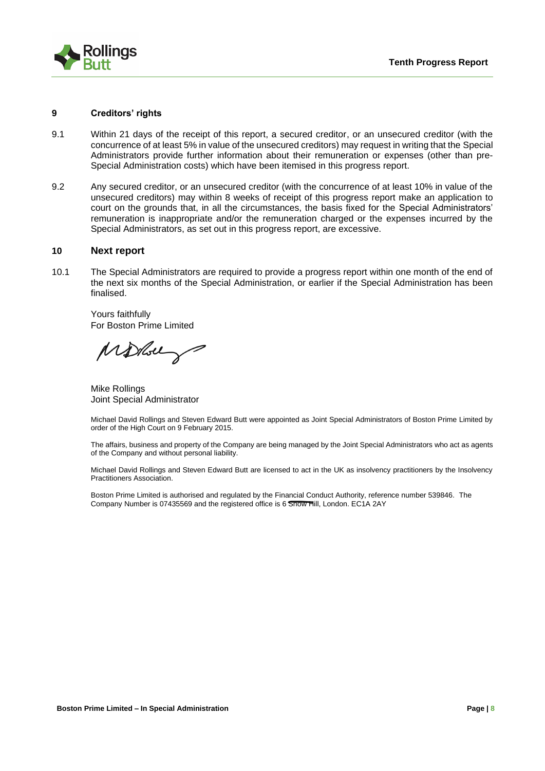## 9 Creditors' rights

9.1 Within 21 days of the receipt of this report, a secured creditor, or an unsecured creditor (with the concurrence of at least 5% in value of the unsecured creditors) may request in writing that the Special Administrators provide further information about their remuneration or expenses (other than pre-Special Administration costs) which have been itemised in this progress report.

9.2 Any secured creditor, or an unsecured creditor (with the concurrence of at least 10% in value of the unsecured creditors) may within 8 weeks of receipt of this progress report make an application to court on the grounds that, in all the circumstances, the basis fixed for the Special Administrators' remuneration is inappropriate and/or the remuneration charged or the expenses incurred by the Special Administrators, as set out in this progress report, are excessive.

## 10 Next report

10.1 The Special Administrators are required to provide a progress report within one month of the end of the next six months of the Special Administration, or earlier if the Special Administration has been finalised.

Yours faithfully
For Boston Prime Limited

Mike Rollings
Joint Special Administrator

Michael David Rollings and Steven Edward Butt were appointed as Joint Special Administrators of Boston Prime Limited by order of the High Court on 9 February 2015.

The affairs, business and property of the Company are being managed by the Joint Special Administrators who act as agents of the Company and without personal liability.

Michael David Rollings and Steven Edward Butt are licensed to act in the UK as insolvency practitioners by the Insolvency Practitioners Association.

Boston Prime Limited is authorised and regulated by the Financial Conduct Authority, reference number 539846. The Company Number is 07435569 and the registered office is 6 Snow Hill, London. EC1A 2AY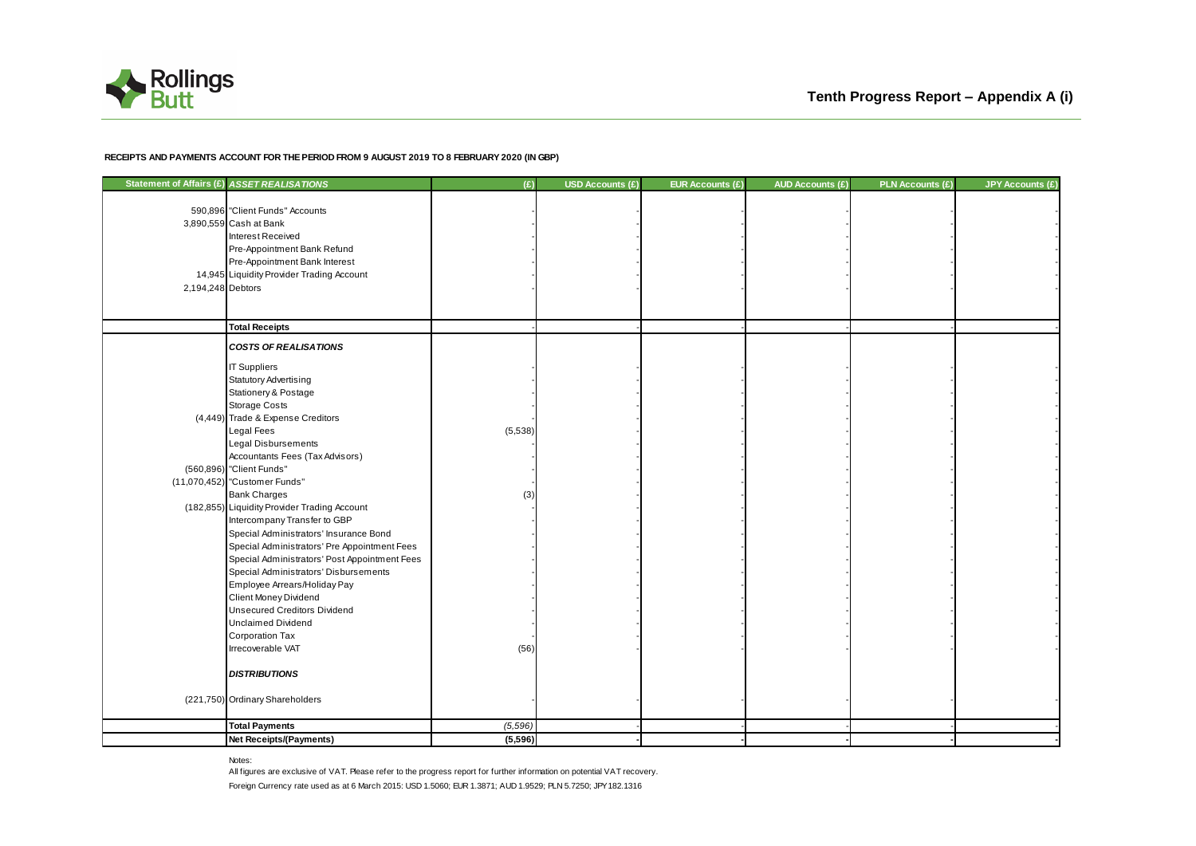# Tenth Progress Report – Appendix A (i)

**RECEIPTS AND PAYMENTS ACCOUNT FOR THE PERIOD FROM 9 AUGUST 2019 TO 8 FEBRUARY 2020 (IN GBP)**

| Statement of Affairs (£) | ***ASSET REALISATIONS*** | (£) | USD Accounts (£) | EUR Accounts (£) | AUD Accounts (£) | PLN Accounts (£) | JPY Accounts (£) |
|---|---|---|---|---|---|---|---|
| 590,896 | "Client Funds" Accounts | - | - | - | - | - | - |
| 3,890,559 | Cash at Bank | - | - | - | - | - | - |
| | Interest Received | - | - | - | - | - | - |
| | Pre-Appointment Bank Refund | - | - | - | - | - | - |
| | Pre-Appointment Bank Interest | - | - | - | - | - | - |
| 14,945 | Liquidity Provider Trading Account | - | - | - | - | - | - |
| 2,194,248 | Debtors | - | - | - | - | - | - |
| | **Total Receipts** | - | - | - | - | - | - |
| | ***COSTS OF REALISATIONS*** | | | | | | |
| | IT Suppliers | - | - | - | - | - | - |
| | Statutory Advertising | - | - | - | - | - | - |
| | Stationery & Postage | - | - | - | - | - | - |
| | Storage Costs | - | - | - | - | - | - |
| (4,449) | Trade & Expense Creditors | - | - | - | - | - | - |
| | Legal Fees | (5,538) | - | - | - | - | - |
| | Legal Disbursements | - | - | - | - | - | - |
| | Accountants Fees (Tax Advisors) | - | - | - | - | - | - |
| (560,896) | "Client Funds" | - | - | - | - | - | - |
| (11,070,452) | "Customer Funds" | - | - | - | - | - | - |
| | Bank Charges | (3) | - | - | - | - | - |
| (182,855) | Liquidity Provider Trading Account | - | - | - | - | - | - |
| | Intercompany Transfer to GBP | - | - | - | - | - | - |
| | Special Administrators' Insurance Bond | - | - | - | - | - | - |
| | Special Administrators' Pre Appointment Fees | - | - | - | - | - | - |
| | Special Administrators' Post Appointment Fees | - | - | - | - | - | - |
| | Special Administrators' Disbursements | - | - | - | - | - | - |
| | Employee Arrears/Holiday Pay | - | - | - | - | - | - |
| | Client Money Dividend | - | - | - | - | - | - |
| | Unsecured Creditors Dividend | - | - | - | - | - | - |
| | Unclaimed Dividend | - | - | - | - | - | - |
| | Corporation Tax | - | - | - | - | - | - |
| | Irrecoverable VAT | (56) | - | - | - | - | - |
| | ***DISTRIBUTIONS*** | | | | | | |
| (221,750) | Ordinary Shareholders | - | - | - | - | - | - |
| | **Total Payments** | *(5,596)* | - | - | - | - | - |
| | **Net Receipts/(Payments)** | **(5,596)** | **-** | **-** | **-** | **-** | **-** |

Notes:

All figures are exclusive of VAT. Please refer to the progress report for further information on potential VAT recovery.

Foreign Currency rate used as at 6 March 2015: USD 1.5060; EUR 1.3871; AUD 1.9529; PLN 5.7250; JPY 182.1316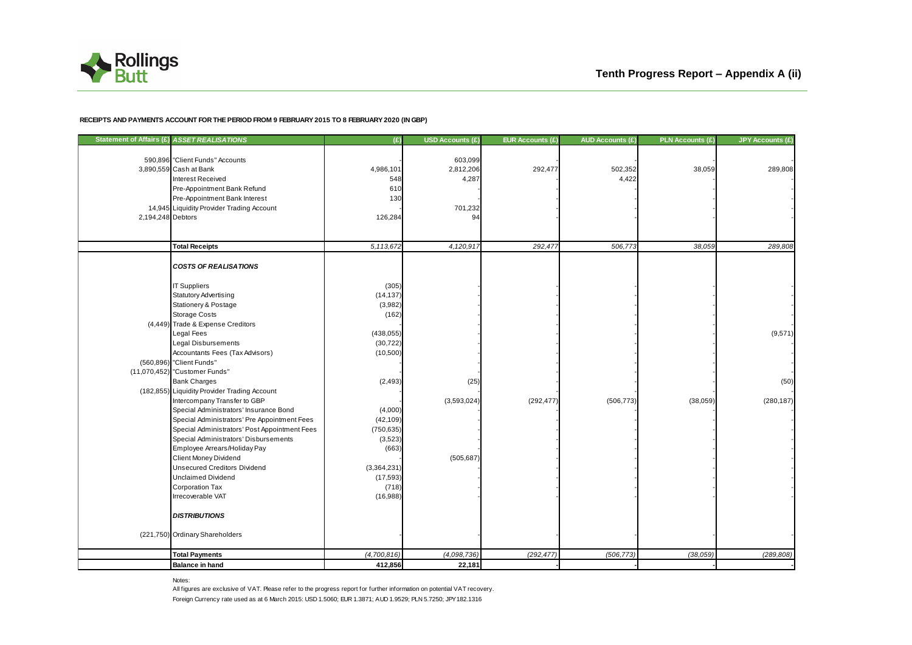# Tenth Progress Report – Appendix A (ii)

**RECEIPTS AND PAYMENTS ACCOUNT FOR THE PERIOD FROM 9 FEBRUARY 2015 TO 8 FEBRUARY 2020 (IN GBP)**

| Statement of Affairs (£) | *ASSET REALISATIONS* | (£) | USD Accounts (£) | EUR Accounts (£) | AUD Accounts (£) | PLN Accounts (£) | JPY Accounts (£) |
|---|---|---|---|---|---|---|---|
| 590,896 | "Client Funds" Accounts | - | 603,099 | - | - | - | - |
| 3,890,559 | Cash at Bank | 4,986,101 | 2,812,206 | 292,477 | 502,352 | 38,059 | 289,808 |
| | Interest Received | 548 | 4,287 | - | 4,422 | - | - |
| | Pre-Appointment Bank Refund | 610 | - | - | - | - | - |
| | Pre-Appointment Bank Interest | 130 | - | - | - | - | - |
| 14,945 | Liquidity Provider Trading Account | - | 701,232 | - | - | - | - |
| 2,194,248 | Debtors | 126,284 | 94 | - | - | - | - |
| | **Total Receipts** | *5,113,672* | *4,120,917* | *292,477* | *506,773* | *38,059* | *289,808* |
| | ***COSTS OF REALISATIONS*** | | | | | | |
| | IT Suppliers | (305) | - | - | - | - | - |
| | Statutory Advertising | (14,137) | - | - | - | - | - |
| | Stationery & Postage | (3,982) | - | - | - | - | - |
| | Storage Costs | (162) | - | - | - | - | - |
| (4,449) | Trade & Expense Creditors | - | - | - | - | - | - |
| | Legal Fees | (438,055) | - | - | - | - | (9,571) |
| | Legal Disbursements | (30,722) | - | - | - | - | - |
| | Accountants Fees (Tax Advisors) | (10,500) | - | - | - | - | - |
| (560,896) | "Client Funds" | - | - | - | - | - | - |
| (11,070,452) | "Customer Funds" | - | - | - | - | - | - |
| | Bank Charges | (2,493) | (25) | - | - | - | (50) |
| (182,855) | Liquidity Provider Trading Account | - | - | - | - | - | - |
| | Intercompany Transfer to GBP | - | (3,593,024) | (292,477) | (506,773) | (38,059) | (280,187) |
| | Special Administrators' Insurance Bond | (4,000) | - | - | - | - | - |
| | Special Administrators' Pre Appointment Fees | (42,109) | - | - | - | - | - |
| | Special Administrators' Post Appointment Fees | (750,635) | - | - | - | - | - |
| | Special Administrators' Disbursements | (3,523) | - | - | - | - | - |
| | Employee Arrears/Holiday Pay | (663) | - | - | - | - | - |
| | Client Money Dividend | - | (505,687) | - | - | - | - |
| | Unsecured Creditors Dividend | (3,364,231) | - | - | - | - | - |
| | Unclaimed Dividend | (17,593) | - | - | - | - | - |
| | Corporation Tax | (718) | - | - | - | - | - |
| | Irrecoverable VAT | (16,988) | - | - | - | - | - |
| | ***DISTRIBUTIONS*** | | | | | | |
| (221,750) | Ordinary Shareholders | - | - | - | - | - | - |
| | **Total Payments** | *(4,700,816)* | *(4,098,736)* | *(292,477)* | *(506,773)* | *(38,059)* | *(289,808)* |
| | **Balance in hand** | **412,856** | **22,181** | - | - | - | - |

Notes:

All figures are exclusive of VAT. Please refer to the progress report for further information on potential VAT recovery.

Foreign Currency rate used as at 6 March 2015: USD 1.5060; EUR 1.3871; AUD 1.9529; PLN 5.7250; JPY 182.1316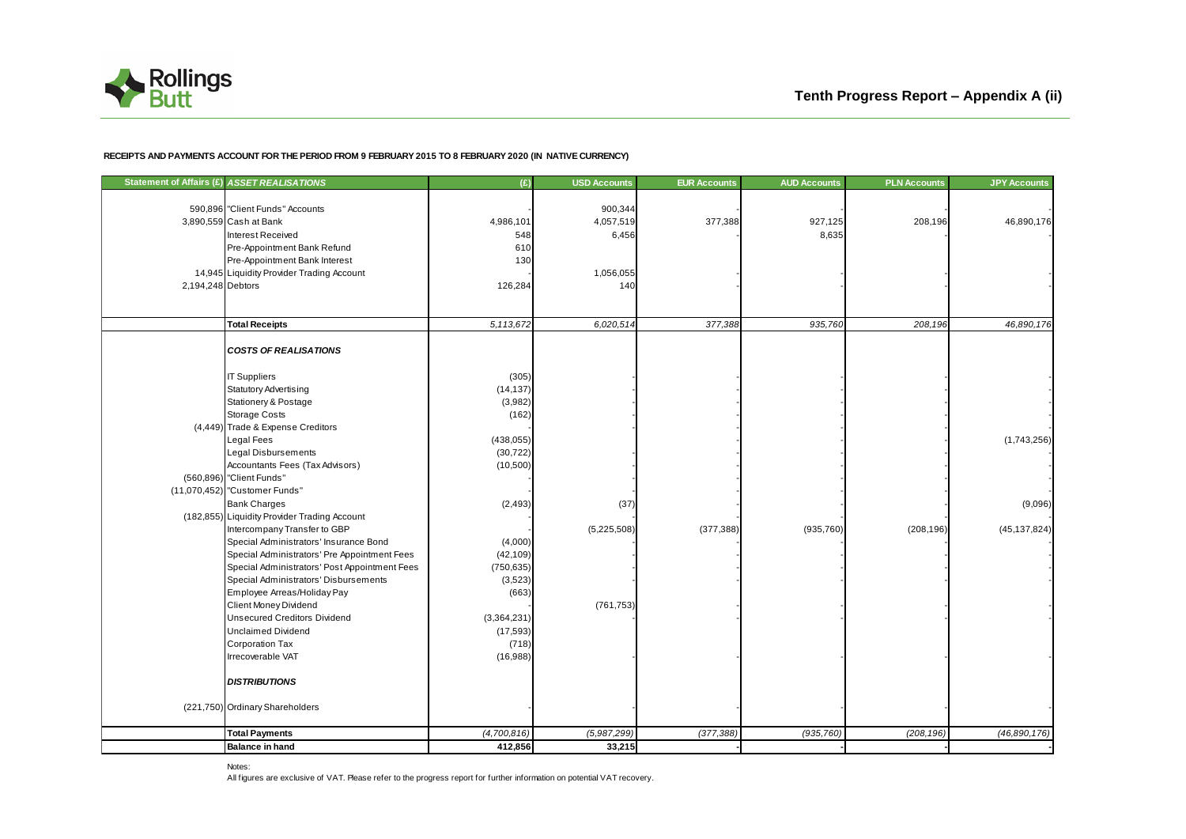## Tenth Progress Report – Appendix A (ii)

**RECEIPTS AND PAYMENTS ACCOUNT FOR THE PERIOD FROM 9 FEBRUARY 2015 TO 8 FEBRUARY 2020 (IN NATIVE CURRENCY)**

| Statement of Affairs (£) | *ASSET REALISATIONS* | (£) | USD Accounts | EUR Accounts | AUD Accounts | PLN Accounts | JPY Accounts |
|---|---|---|---|---|---|---|---|
| 590,896 | "Client Funds" Accounts | - | 900,344 | - | - | - | - |
| 3,890,559 | Cash at Bank | 4,986,101 | 4,057,519 | 377,388 | 927,125 | 208,196 | 46,890,176 |
| | Interest Received | 548 | 6,456 | - | 8,635 | - | - |
| | Pre-Appointment Bank Refund | 610 | | | | | |
| | Pre-Appointment Bank Interest | 130 | | | | | |
| 14,945 | Liquidity Provider Trading Account | - | 1,056,055 | - | - | - | - |
| 2,194,248 | Debtors | 126,284 | 140 | - | - | - | - |
| | **Total Receipts** | *5,113,672* | *6,020,514* | *377,388* | *935,760* | *208,196* | *46,890,176* |
| | ***COSTS OF REALISATIONS*** | | | | | | |
| | IT Suppliers | (305) | - | - | - | - | - |
| | Statutory Advertising | (14,137) | - | - | - | - | - |
| | Stationery & Postage | (3,982) | - | - | - | - | - |
| | Storage Costs | (162) | - | - | - | - | - |
| (4,449) | Trade & Expense Creditors | - | - | - | - | - | - |
| | Legal Fees | (438,055) | - | - | - | - | (1,743,256) |
| | Legal Disbursements | (30,722) | - | - | - | - | - |
| | Accountants Fees (Tax Advisors) | (10,500) | - | - | - | - | - |
| (560,896) | "Client Funds" | - | - | - | - | - | - |
| (11,070,452) | "Customer Funds" | - | - | - | - | - | - |
| | Bank Charges | (2,493) | (37) | - | - | - | (9,096) |
| (182,855) | Liquidity Provider Trading Account | - | - | - | - | - | - |
| | Intercompany Transfer to GBP | - | (5,225,508) | (377,388) | (935,760) | (208,196) | (45,137,824) |
| | Special Administrators' Insurance Bond | (4,000) | - | - | - | - | - |
| | Special Administrators' Pre Appointment Fees | (42,109) | - | - | - | - | - |
| | Special Administrators' Post Appointment Fees | (750,635) | - | - | - | - | - |
| | Special Administrators' Disbursements | (3,523) | - | - | - | - | - |
| | Employee Arreas/Holiday Pay | (663) | - | - | - | - | - |
| | Client Money Dividend | - | (761,753) | - | - | - | - |
| | Unsecured Creditors Dividend | (3,364,231) | - | - | - | - | - |
| | Unclaimed Dividend | (17,593) | - | - | - | - | - |
| | Corporation Tax | (718) | - | - | - | - | - |
| | Irrecoverable VAT | (16,988) | - | - | - | - | - |
| | ***DISTRIBUTIONS*** | | | | | | |
| (221,750) | Ordinary Shareholders | - | - | - | - | - | - |
| | **Total Payments** | *(4,700,816)* | *(5,987,299)* | *(377,388)* | *(935,760)* | *(208,196)* | *(46,890,176)* |
| | **Balance in hand** | **412,856** | **33,215** | **-** | **-** | **-** | **-** |

Notes:

All figures are exclusive of VAT. Please refer to the progress report for further information on potential VAT recovery.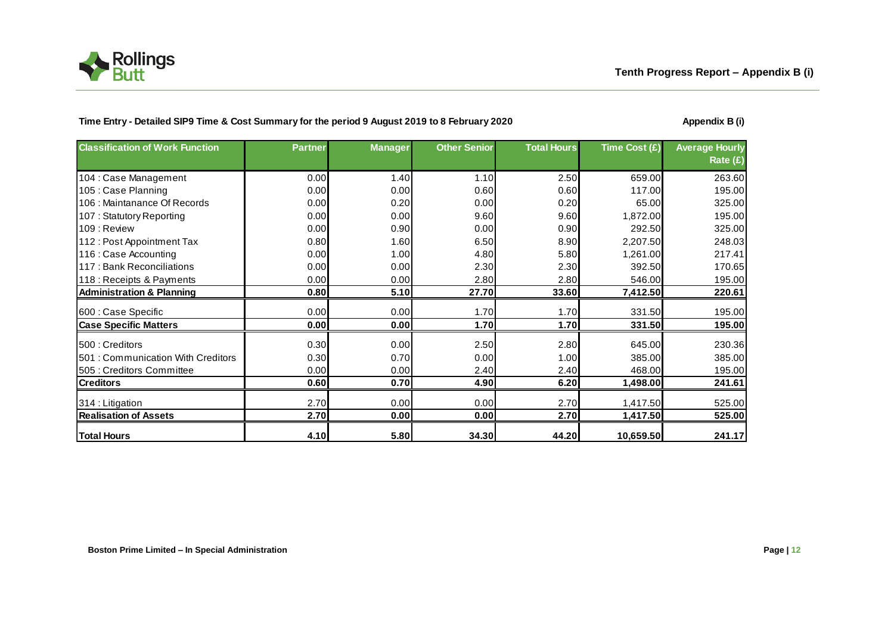**Tenth Progress Report – Appendix B (i)**

**Time Entry - Detailed SIP9 Time & Cost Summary for the period 9 August 2019 to 8 February 2020**

**Appendix B (i)**

| Classification of Work Function | Partner | Manager | Other Senior | Total Hours | Time Cost (£) | Average Hourly Rate (£) |
|---|---|---|---|---|---|---|
| 104 : Case Management | 0.00 | 1.40 | 1.10 | 2.50 | 659.00 | 263.60 |
| 105 : Case Planning | 0.00 | 0.00 | 0.60 | 0.60 | 117.00 | 195.00 |
| 106 : Maintanance Of Records | 0.00 | 0.20 | 0.00 | 0.20 | 65.00 | 325.00 |
| 107 : Statutory Reporting | 0.00 | 0.00 | 9.60 | 9.60 | 1,872.00 | 195.00 |
| 109 : Review | 0.00 | 0.90 | 0.00 | 0.90 | 292.50 | 325.00 |
| 112 : Post Appointment Tax | 0.80 | 1.60 | 6.50 | 8.90 | 2,207.50 | 248.03 |
| 116 : Case Accounting | 0.00 | 1.00 | 4.80 | 5.80 | 1,261.00 | 217.41 |
| 117 : Bank Reconciliations | 0.00 | 0.00 | 2.30 | 2.30 | 392.50 | 170.65 |
| 118 : Receipts & Payments | 0.00 | 0.00 | 2.80 | 2.80 | 546.00 | 195.00 |
| **Administration & Planning** | **0.80** | **5.10** | **27.70** | **33.60** | **7,412.50** | **220.61** |
| 600 : Case Specific | 0.00 | 0.00 | 1.70 | 1.70 | 331.50 | 195.00 |
| **Case Specific Matters** | **0.00** | **0.00** | **1.70** | **1.70** | **331.50** | **195.00** |
| 500 : Creditors | 0.30 | 0.00 | 2.50 | 2.80 | 645.00 | 230.36 |
| 501 : Communication With Creditors | 0.30 | 0.70 | 0.00 | 1.00 | 385.00 | 385.00 |
| 505 : Creditors Committee | 0.00 | 0.00 | 2.40 | 2.40 | 468.00 | 195.00 |
| **Creditors** | **0.60** | **0.70** | **4.90** | **6.20** | **1,498.00** | **241.61** |
| 314 : Litigation | 2.70 | 0.00 | 0.00 | 2.70 | 1,417.50 | 525.00 |
| **Realisation of Assets** | **2.70** | **0.00** | **0.00** | **2.70** | **1,417.50** | **525.00** |
| **Total Hours** | **4.10** | **5.80** | **34.30** | **44.20** | **10,659.50** | **241.17** |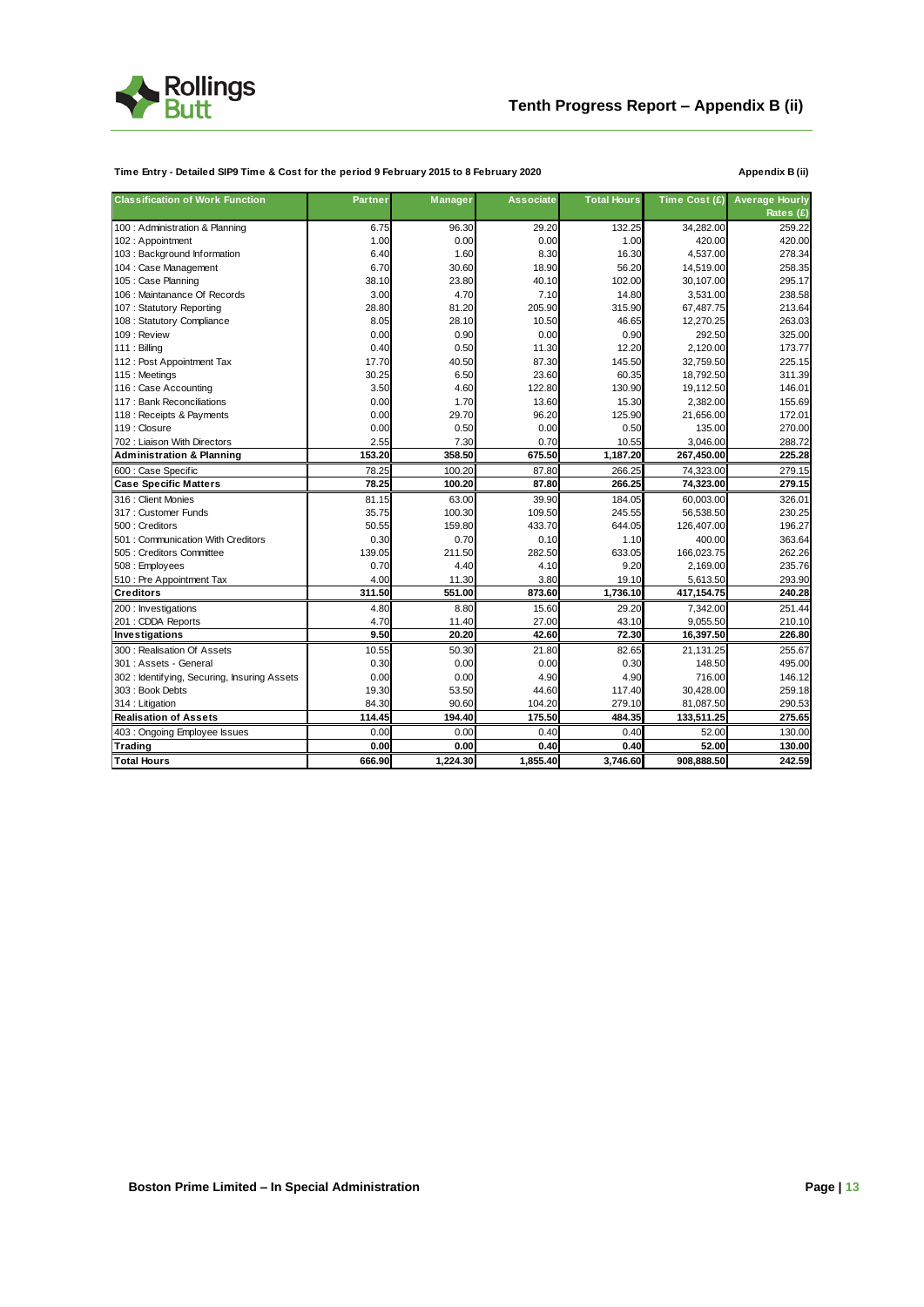# Tenth Progress Report – Appendix B (ii)

**Time Entry - Detailed SIP9 Time & Cost for the period 9 February 2015 to 8 February 2020** **Appendix B (ii)**

| Classification of Work Function | Partner | Manager | Associate | Total Hours | Time Cost (£) | Average Hourly Rates (£) |
|---|---|---|---|---|---|---|
| 100 : Administration & Planning | 6.75 | 96.30 | 29.20 | 132.25 | 34,282.00 | 259.22 |
| 102 : Appointment | 1.00 | 0.00 | 0.00 | 1.00 | 420.00 | 420.00 |
| 103 : Background Information | 6.40 | 1.60 | 8.30 | 16.30 | 4,537.00 | 278.34 |
| 104 : Case Management | 6.70 | 30.60 | 18.90 | 56.20 | 14,519.00 | 258.35 |
| 105 : Case Planning | 38.10 | 23.80 | 40.10 | 102.00 | 30,107.00 | 295.17 |
| 106 : Maintanance Of Records | 3.00 | 4.70 | 7.10 | 14.80 | 3,531.00 | 238.58 |
| 107 : Statutory Reporting | 28.80 | 81.20 | 205.90 | 315.90 | 67,487.75 | 213.64 |
| 108 : Statutory Compliance | 8.05 | 28.10 | 10.50 | 46.65 | 12,270.25 | 263.03 |
| 109 : Review | 0.00 | 0.90 | 0.00 | 0.90 | 292.50 | 325.00 |
| 111 : Billing | 0.40 | 0.50 | 11.30 | 12.20 | 2,120.00 | 173.77 |
| 112 : Post Appointment Tax | 17.70 | 40.50 | 87.30 | 145.50 | 32,759.50 | 225.15 |
| 115 : Meetings | 30.25 | 6.50 | 23.60 | 60.35 | 18,792.50 | 311.39 |
| 116 : Case Accounting | 3.50 | 4.60 | 122.80 | 130.90 | 19,112.50 | 146.01 |
| 117 : Bank Reconciliations | 0.00 | 1.70 | 13.60 | 15.30 | 2,382.00 | 155.69 |
| 118 : Receipts & Payments | 0.00 | 29.70 | 96.20 | 125.90 | 21,656.00 | 172.01 |
| 119 : Closure | 0.00 | 0.50 | 0.00 | 0.50 | 135.00 | 270.00 |
| 702 : Liaison With Directors | 2.55 | 7.30 | 0.70 | 10.55 | 3,046.00 | 288.72 |
| **Administration & Planning** | **153.20** | **358.50** | **675.50** | **1,187.20** | **267,450.00** | **225.28** |
| 600 : Case Specific | 78.25 | 100.20 | 87.80 | 266.25 | 74,323.00 | 279.15 |
| **Case Specific Matters** | **78.25** | **100.20** | **87.80** | **266.25** | **74,323.00** | **279.15** |
| 316 : Client Monies | 81.15 | 63.00 | 39.90 | 184.05 | 60,003.00 | 326.01 |
| 317 : Customer Funds | 35.75 | 100.30 | 109.50 | 245.55 | 56,538.50 | 230.25 |
| 500 : Creditors | 50.55 | 159.80 | 433.70 | 644.05 | 126,407.00 | 196.27 |
| 501 : Communication With Creditors | 0.30 | 0.70 | 0.10 | 1.10 | 400.00 | 363.64 |
| 505 : Creditors Committee | 139.05 | 211.50 | 282.50 | 633.05 | 166,023.75 | 262.26 |
| 508 : Employees | 0.70 | 4.40 | 4.10 | 9.20 | 2,169.00 | 235.76 |
| 510 : Pre Appointment Tax | 4.00 | 11.30 | 3.80 | 19.10 | 5,613.50 | 293.90 |
| **Creditors** | **311.50** | **551.00** | **873.60** | **1,736.10** | **417,154.75** | **240.28** |
| 200 : Investigations | 4.80 | 8.80 | 15.60 | 29.20 | 7,342.00 | 251.44 |
| 201 : CDDA Reports | 4.70 | 11.40 | 27.00 | 43.10 | 9,055.50 | 210.10 |
| **Investigations** | **9.50** | **20.20** | **42.60** | **72.30** | **16,397.50** | **226.80** |
| 300 : Realisation Of Assets | 10.55 | 50.30 | 21.80 | 82.65 | 21,131.25 | 255.67 |
| 301 : Assets - General | 0.30 | 0.00 | 0.00 | 0.30 | 148.50 | 495.00 |
| 302 : Identifying, Securing, Insuring Assets | 0.00 | 0.00 | 4.90 | 4.90 | 716.00 | 146.12 |
| 303 : Book Debts | 19.30 | 53.50 | 44.60 | 117.40 | 30,428.00 | 259.18 |
| 314 : Litigation | 84.30 | 90.60 | 104.20 | 279.10 | 81,087.50 | 290.53 |
| **Realisation of Assets** | **114.45** | **194.40** | **175.50** | **484.35** | **133,511.25** | **275.65** |
| 403 : Ongoing Employee Issues | 0.00 | 0.00 | 0.40 | 0.40 | 52.00 | 130.00 |
| **Trading** | **0.00** | **0.00** | **0.40** | **0.40** | **52.00** | **130.00** |
| **Total Hours** | **666.90** | **1,224.30** | **1,855.40** | **3,746.60** | **908,888.50** | **242.59** |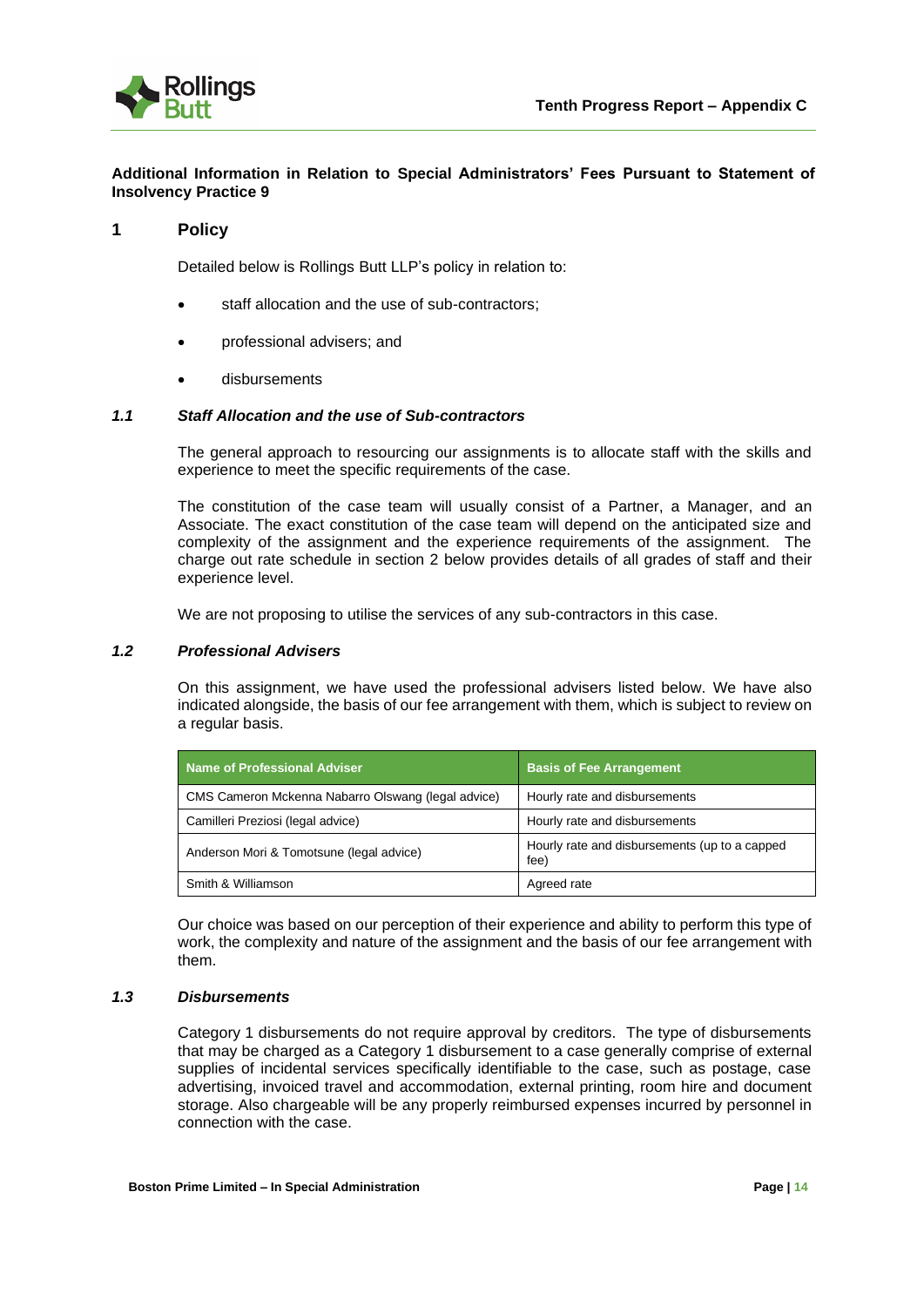**Additional Information in Relation to Special Administrators' Fees Pursuant to Statement of Insolvency Practice 9**

## 1 Policy

Detailed below is Rollings Butt LLP's policy in relation to:

- staff allocation and the use of sub-contractors;
- professional advisers; and
- disbursements

### *1.1 Staff Allocation and the use of Sub-contractors*

The general approach to resourcing our assignments is to allocate staff with the skills and experience to meet the specific requirements of the case.

The constitution of the case team will usually consist of a Partner, a Manager, and an Associate. The exact constitution of the case team will depend on the anticipated size and complexity of the assignment and the experience requirements of the assignment. The charge out rate schedule in section 2 below provides details of all grades of staff and their experience level.

We are not proposing to utilise the services of any sub-contractors in this case.

### *1.2 Professional Advisers*

On this assignment, we have used the professional advisers listed below. We have also indicated alongside, the basis of our fee arrangement with them, which is subject to review on a regular basis.

| Name of Professional Adviser | Basis of Fee Arrangement |
|---|---|
| CMS Cameron Mckenna Nabarro Olswang (legal advice) | Hourly rate and disbursements |
| Camilleri Preziosi (legal advice) | Hourly rate and disbursements |
| Anderson Mori & Tomotsune (legal advice) | Hourly rate and disbursements (up to a capped fee) |
| Smith & Williamson | Agreed rate |

Our choice was based on our perception of their experience and ability to perform this type of work, the complexity and nature of the assignment and the basis of our fee arrangement with them.

### *1.3 Disbursements*

Category 1 disbursements do not require approval by creditors. The type of disbursements that may be charged as a Category 1 disbursement to a case generally comprise of external supplies of incidental services specifically identifiable to the case, such as postage, case advertising, invoiced travel and accommodation, external printing, room hire and document storage. Also chargeable will be any properly reimbursed expenses incurred by personnel in connection with the case.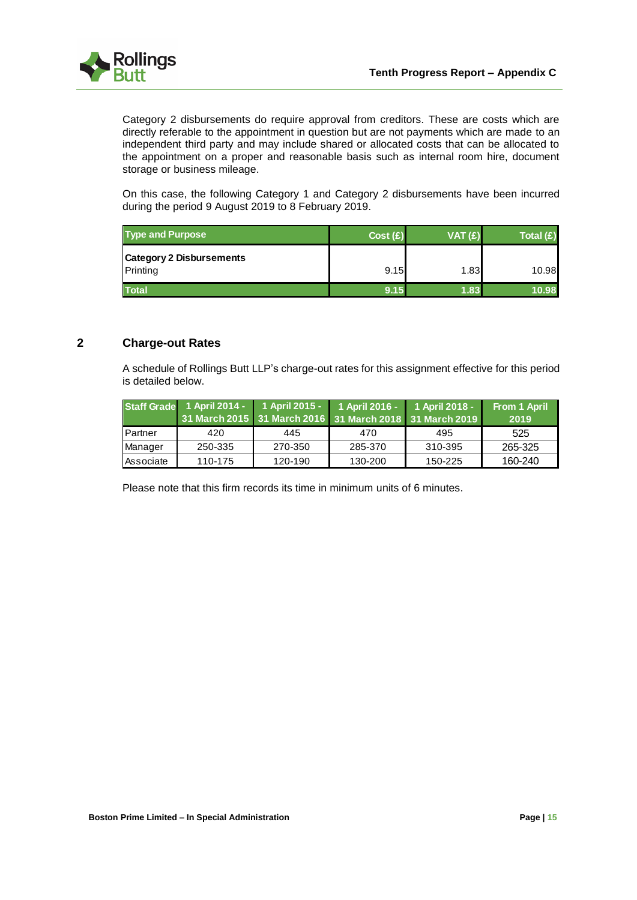Category 2 disbursements do require approval from creditors. These are costs which are directly referable to the appointment in question but are not payments which are made to an independent third party and may include shared or allocated costs that can be allocated to the appointment on a proper and reasonable basis such as internal room hire, document storage or business mileage.

On this case, the following Category 1 and Category 2 disbursements have been incurred during the period 9 August 2019 to 8 February 2019.

| Type and Purpose | Cost (£) | VAT (£) | Total (£) |
|---|---|---|---|
| **Category 2 Disbursements**<br>Printing | 9.15 | 1.83 | 10.98 |
| **Total** | **9.15** | **1.83** | **10.98** |

## 2 Charge-out Rates

A schedule of Rollings Butt LLP's charge-out rates for this assignment effective for this period is detailed below.

| Staff Grade | 1 April 2014 - 31 March 2015 | 1 April 2015 - 31 March 2016 | 1 April 2016 - 31 March 2018 | 1 April 2018 - 31 March 2019 | From 1 April 2019 |
|---|---|---|---|---|---|
| Partner | 420 | 445 | 470 | 495 | 525 |
| Manager | 250-335 | 270-350 | 285-370 | 310-395 | 265-325 |
| Associate | 110-175 | 120-190 | 130-200 | 150-225 | 160-240 |

Please note that this firm records its time in minimum units of 6 minutes.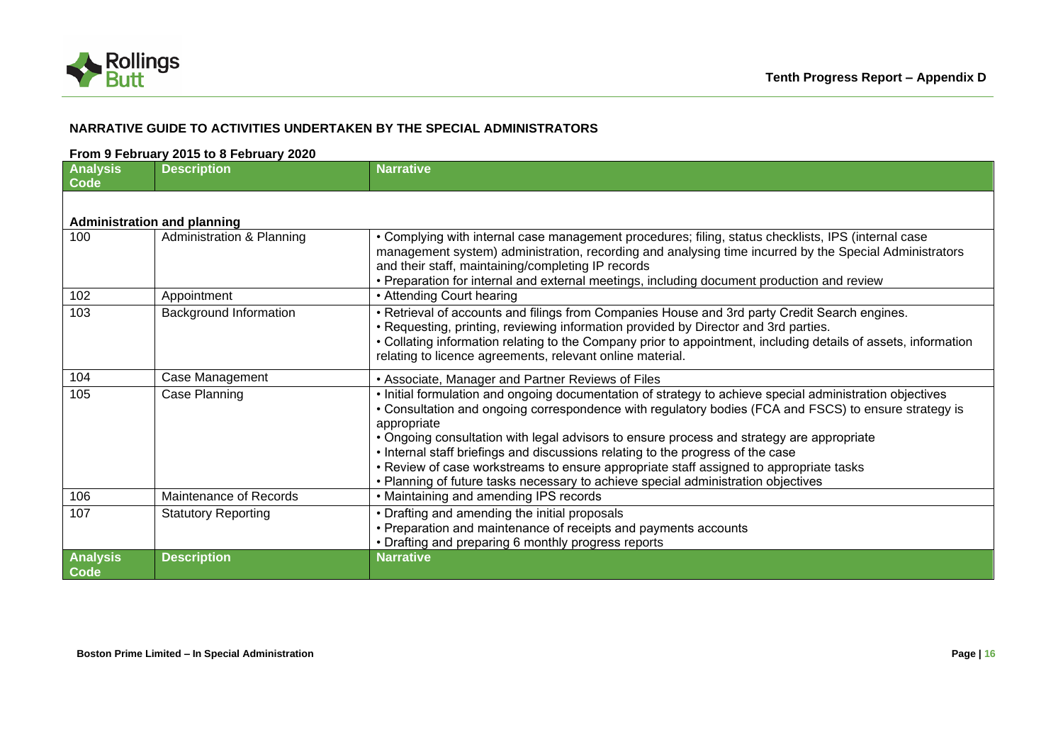## NARRATIVE GUIDE TO ACTIVITIES UNDERTAKEN BY THE SPECIAL ADMINISTRATORS

**From 9 February 2015 to 8 February 2020**

| Analysis Code | Description | Narrative |
|---|---|---|
| **Administration and planning** | | |
| 100 | Administration & Planning | • Complying with internal case management procedures; filing, status checklists, IPS (internal case management system) administration, recording and analysing time incurred by the Special Administrators and their staff, maintaining/completing IP records<br>• Preparation for internal and external meetings, including document production and review |
| 102 | Appointment | • Attending Court hearing |
| 103 | Background Information | • Retrieval of accounts and filings from Companies House and 3rd party Credit Search engines.<br>• Requesting, printing, reviewing information provided by Director and 3rd parties.<br>• Collating information relating to the Company prior to appointment, including details of assets, information relating to licence agreements, relevant online material. |
| 104 | Case Management | • Associate, Manager and Partner Reviews of Files |
| 105 | Case Planning | • Initial formulation and ongoing documentation of strategy to achieve special administration objectives<br>• Consultation and ongoing correspondence with regulatory bodies (FCA and FSCS) to ensure strategy is appropriate<br>• Ongoing consultation with legal advisors to ensure process and strategy are appropriate<br>• Internal staff briefings and discussions relating to the progress of the case<br>• Review of case workstreams to ensure appropriate staff assigned to appropriate tasks<br>• Planning of future tasks necessary to achieve special administration objectives |
| 106 | Maintenance of Records | • Maintaining and amending IPS records |
| 107 | Statutory Reporting | • Drafting and amending the initial proposals<br>• Preparation and maintenance of receipts and payments accounts<br>• Drafting and preparing 6 monthly progress reports |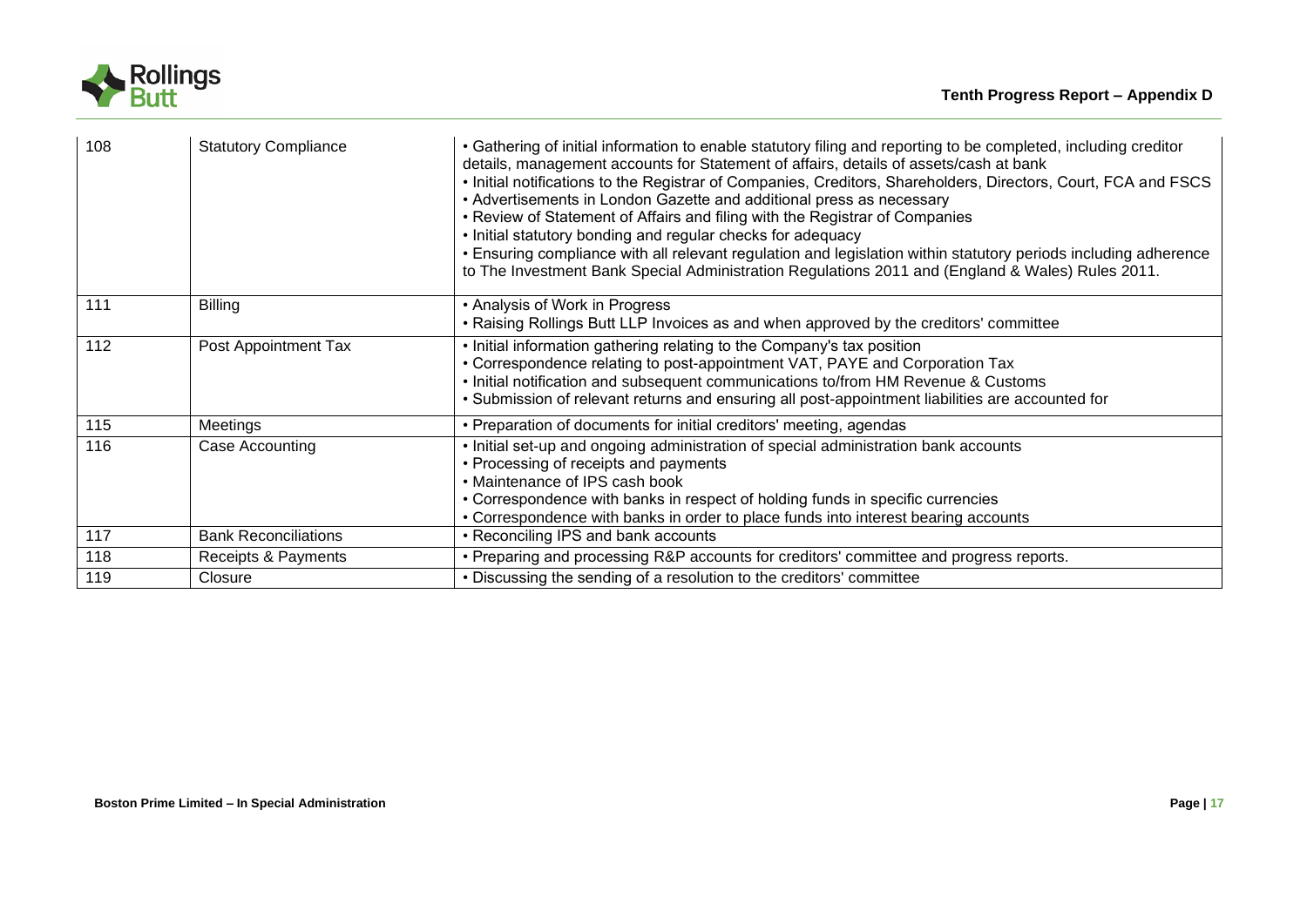| 108 | Statutory Compliance | • Gathering of initial information to enable statutory filing and reporting to be completed, including creditor details, management accounts for Statement of affairs, details of assets/cash at bank<br>• Initial notifications to the Registrar of Companies, Creditors, Shareholders, Directors, Court, FCA and FSCS<br>• Advertisements in London Gazette and additional press as necessary<br>• Review of Statement of Affairs and filing with the Registrar of Companies<br>• Initial statutory bonding and regular checks for adequacy<br>• Ensuring compliance with all relevant regulation and legislation within statutory periods including adherence to The Investment Bank Special Administration Regulations 2011 and (England & Wales) Rules 2011. |
|---|---|---|
| 111 | Billing | • Analysis of Work in Progress<br>• Raising Rollings Butt LLP Invoices as and when approved by the creditors' committee |
| 112 | Post Appointment Tax | • Initial information gathering relating to the Company's tax position<br>• Correspondence relating to post-appointment VAT, PAYE and Corporation Tax<br>• Initial notification and subsequent communications to/from HM Revenue & Customs<br>• Submission of relevant returns and ensuring all post-appointment liabilities are accounted for |
| 115 | Meetings | • Preparation of documents for initial creditors' meeting, agendas |
| 116 | Case Accounting | • Initial set-up and ongoing administration of special administration bank accounts<br>• Processing of receipts and payments<br>• Maintenance of IPS cash book<br>• Correspondence with banks in respect of holding funds in specific currencies<br>• Correspondence with banks in order to place funds into interest bearing accounts |
| 117 | Bank Reconciliations | • Reconciling IPS and bank accounts |
| 118 | Receipts & Payments | • Preparing and processing R&P accounts for creditors' committee and progress reports. |
| 119 | Closure | • Discussing the sending of a resolution to the creditors' committee |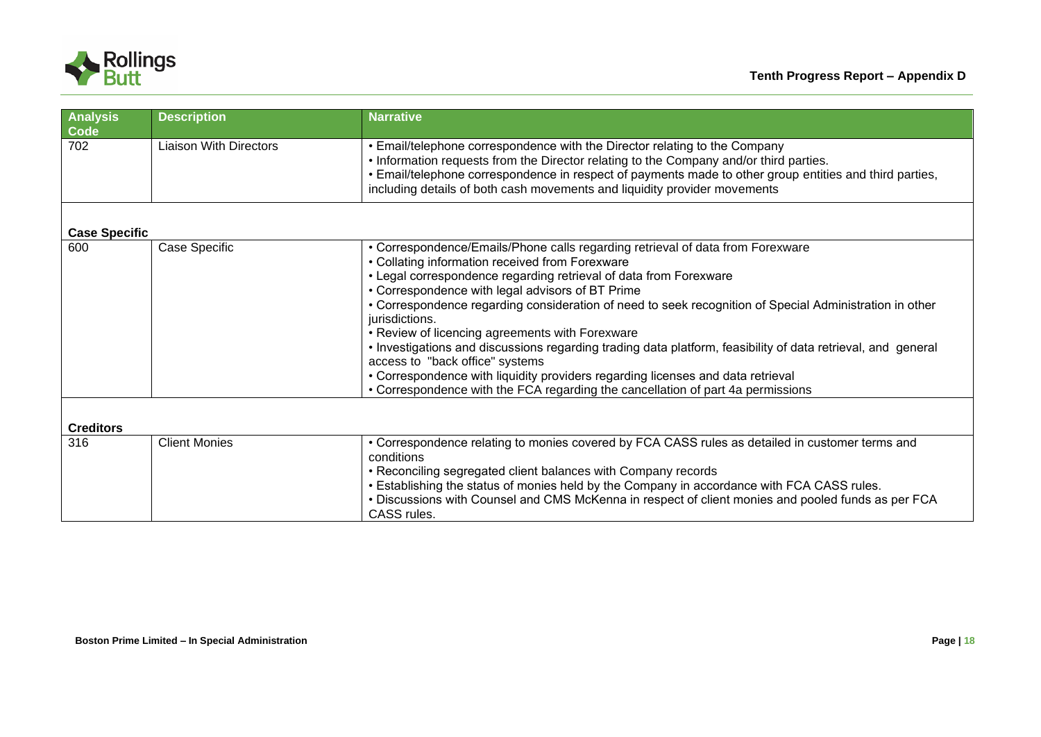| Analysis Code | Description | Narrative |
| --- | --- | --- |
| 702 | Liaison With Directors | • Email/telephone correspondence with the Director relating to the Company<br>• Information requests from the Director relating to the Company and/or third parties.<br>• Email/telephone correspondence in respect of payments made to other group entities and third parties, including details of both cash movements and liquidity provider movements |
| **Case Specific** | | |
| 600 | Case Specific | • Correspondence/Emails/Phone calls regarding retrieval of data from Forexware<br>• Collating information received from Forexware<br>• Legal correspondence regarding retrieval of data from Forexware<br>• Correspondence with legal advisors of BT Prime<br>• Correspondence regarding consideration of need to seek recognition of Special Administration in other jurisdictions.<br>• Review of licencing agreements with Forexware<br>• Investigations and discussions regarding trading data platform, feasibility of data retrieval, and general access to "back office" systems<br>• Correspondence with liquidity providers regarding licenses and data retrieval<br>• Correspondence with the FCA regarding the cancellation of part 4a permissions |
| **Creditors** | | |
| 316 | Client Monies | • Correspondence relating to monies covered by FCA CASS rules as detailed in customer terms and conditions<br>• Reconciling segregated client balances with Company records<br>• Establishing the status of monies held by the Company in accordance with FCA CASS rules.<br>• Discussions with Counsel and CMS McKenna in respect of client monies and pooled funds as per FCA CASS rules. |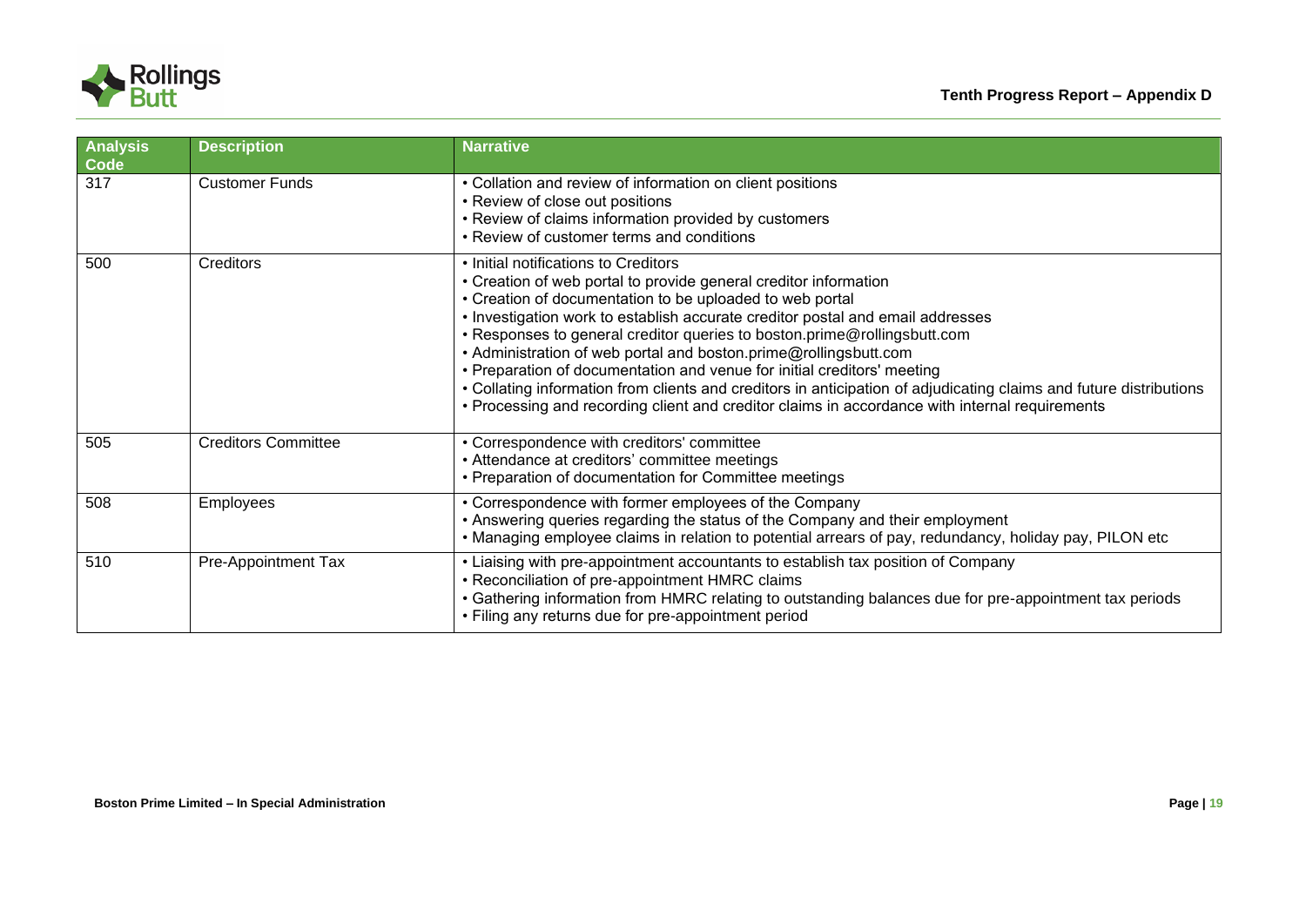| Analysis Code | Description | Narrative |
|---|---|---|
| 317 | Customer Funds | • Collation and review of information on client positions<br>• Review of close out positions<br>• Review of claims information provided by customers<br>• Review of customer terms and conditions |
| 500 | Creditors | • Initial notifications to Creditors<br>• Creation of web portal to provide general creditor information<br>• Creation of documentation to be uploaded to web portal<br>• Investigation work to establish accurate creditor postal and email addresses<br>• Responses to general creditor queries to boston.prime@rollingsbutt.com<br>• Administration of web portal and boston.prime@rollingsbutt.com<br>• Preparation of documentation and venue for initial creditors' meeting<br>• Collating information from clients and creditors in anticipation of adjudicating claims and future distributions<br>• Processing and recording client and creditor claims in accordance with internal requirements |
| 505 | Creditors Committee | • Correspondence with creditors' committee<br>• Attendance at creditors' committee meetings<br>• Preparation of documentation for Committee meetings |
| 508 | Employees | • Correspondence with former employees of the Company<br>• Answering queries regarding the status of the Company and their employment<br>• Managing employee claims in relation to potential arrears of pay, redundancy, holiday pay, PILON etc |
| 510 | Pre-Appointment Tax | • Liaising with pre-appointment accountants to establish tax position of Company<br>• Reconciliation of pre-appointment HMRC claims<br>• Gathering information from HMRC relating to outstanding balances due for pre-appointment tax periods<br>• Filing any returns due for pre-appointment period |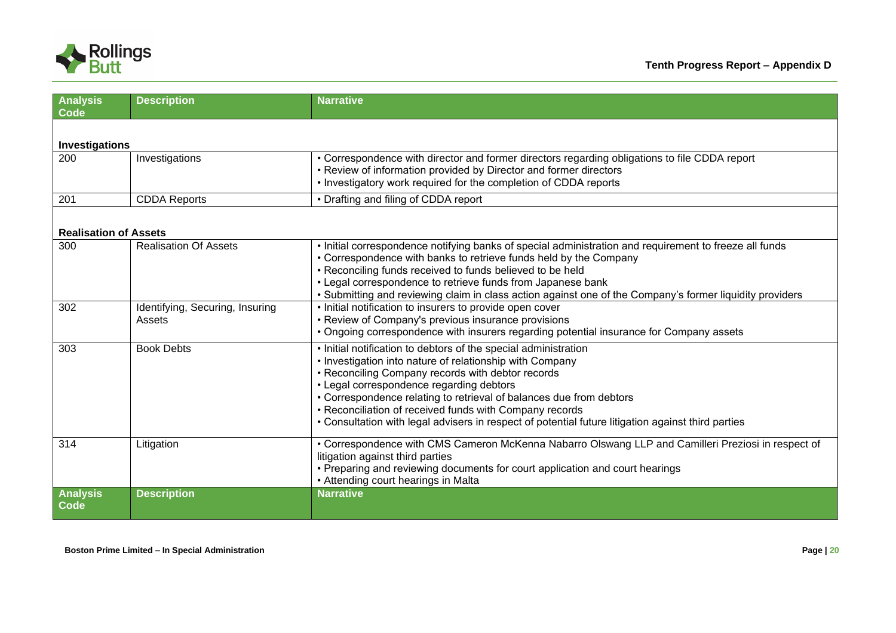| Analysis Code | Description | Narrative |
|---|---|---|
| **Investigations** | | |
| 200 | Investigations | • Correspondence with director and former directors regarding obligations to file CDDA report<br>• Review of information provided by Director and former directors<br>• Investigatory work required for the completion of CDDA reports |
| 201 | CDDA Reports | • Drafting and filing of CDDA report |
| **Realisation of Assets** | | |
| 300 | Realisation Of Assets | • Initial correspondence notifying banks of special administration and requirement to freeze all funds<br>• Correspondence with banks to retrieve funds held by the Company<br>• Reconciling funds received to funds believed to be held<br>• Legal correspondence to retrieve funds from Japanese bank<br>• Submitting and reviewing claim in class action against one of the Company's former liquidity providers |
| 302 | Identifying, Securing, Insuring Assets | • Initial notification to insurers to provide open cover<br>• Review of Company's previous insurance provisions<br>• Ongoing correspondence with insurers regarding potential insurance for Company assets |
| 303 | Book Debts | • Initial notification to debtors of the special administration<br>• Investigation into nature of relationship with Company<br>• Reconciling Company records with debtor records<br>• Legal correspondence regarding debtors<br>• Correspondence relating to retrieval of balances due from debtors<br>• Reconciliation of received funds with Company records<br>• Consultation with legal advisers in respect of potential future litigation against third parties |
| 314 | Litigation | • Correspondence with CMS Cameron McKenna Nabarro Olswang LLP and Camilleri Preziosi in respect of litigation against third parties<br>• Preparing and reviewing documents for court application and court hearings<br>• Attending court hearings in Malta |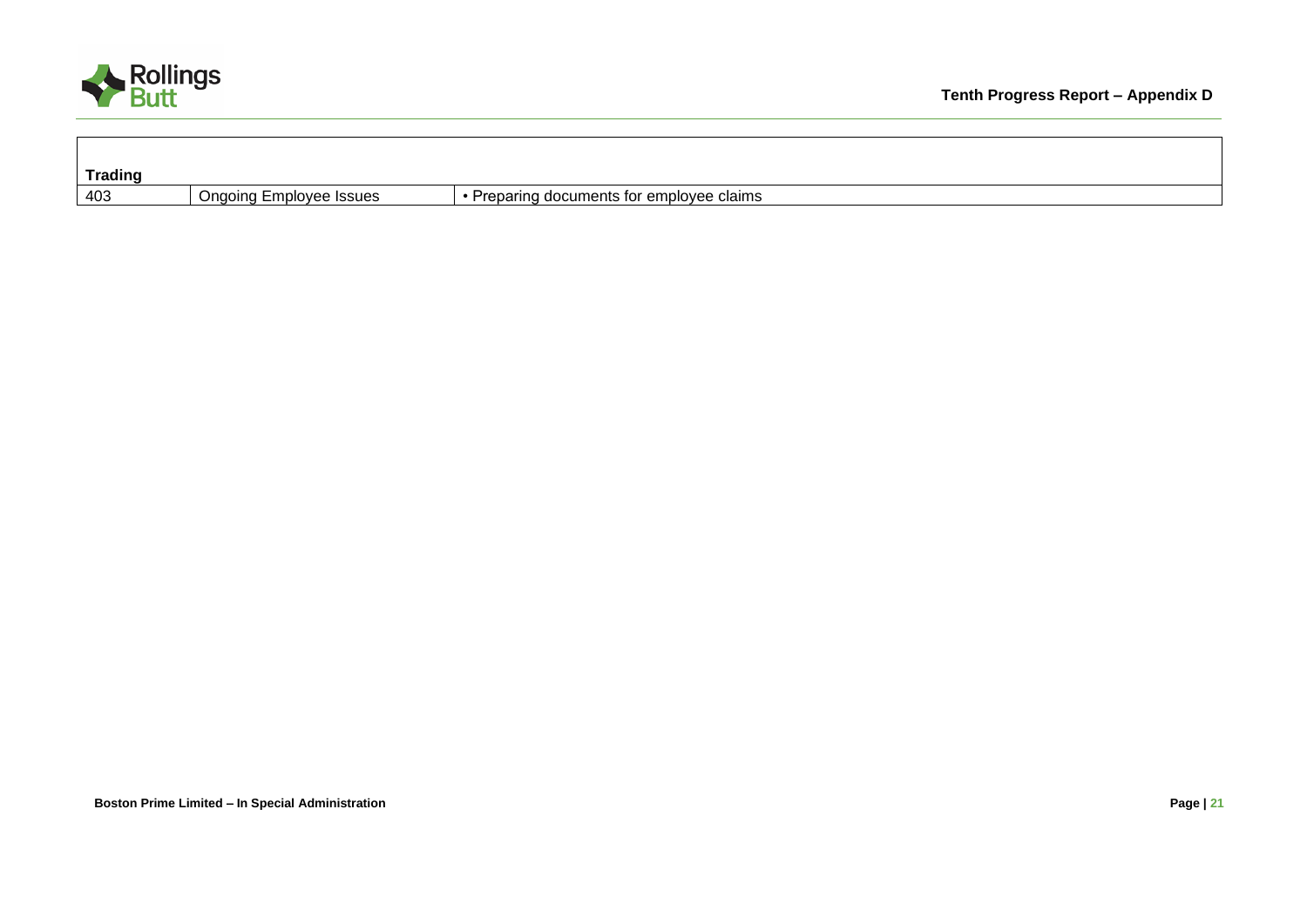| | | |
|---|---|---|
| **Trading** | | |
| 403 | Ongoing Employee Issues | • Preparing documents for employee claims |